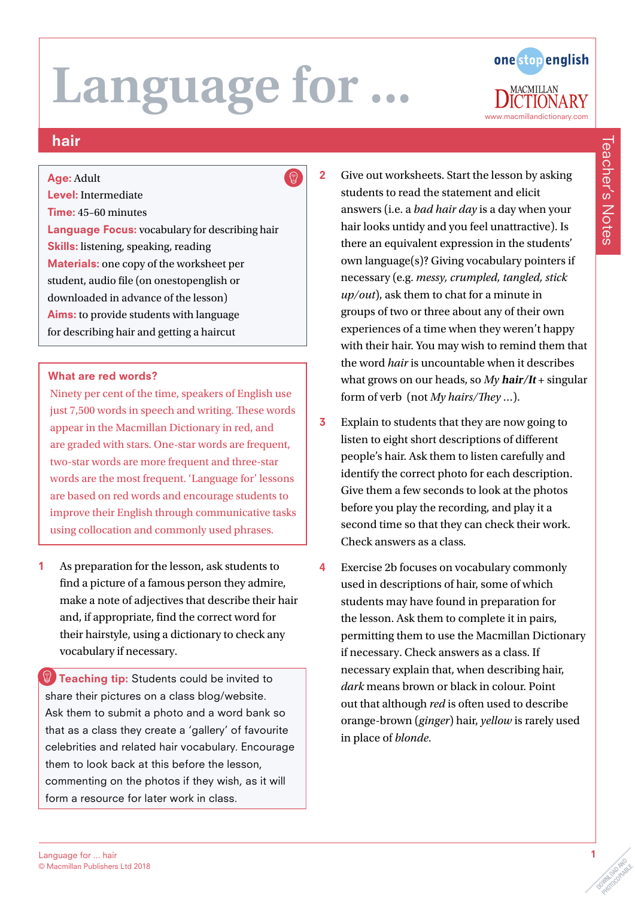# Language for ...

onestopenglish

MACMILLAN DICTIONARY
www.macmillandictionary.com

## hair

Teacher's Notes

**Age:** Adult
**Level:** Intermediate
**Time:** 45–60 minutes
**Language Focus:** vocabulary for describing hair
**Skills:** listening, speaking, reading
**Materials:** one copy of the worksheet per student, audio file (on onestopenglish or downloaded in advance of the lesson)
**Aims:** to provide students with language for describing hair and getting a haircut

### What are red words?

Ninety per cent of the time, speakers of English use just 7,500 words in speech and writing. These words appear in the Macmillan Dictionary in red, and are graded with stars. One-star words are frequent, two-star words are more frequent and three-star words are the most frequent. 'Language for' lessons are based on red words and encourage students to improve their English through communicative tasks using collocation and commonly used phrases.

1. As preparation for the lesson, ask students to find a picture of a famous person they admire, make a note of adjectives that describe their hair and, if appropriate, find the correct word for their hairstyle, using a dictionary to check any vocabulary if necessary.

**Teaching tip:** Students could be invited to share their pictures on a class blog/website. Ask them to submit a photo and a word bank so that as a class they create a 'gallery' of favourite celebrities and related hair vocabulary. Encourage them to look back at this before the lesson, commenting on the photos if they wish, as it will form a resource for later work in class.

2. Give out worksheets. Start the lesson by asking students to read the statement and elicit answers (i.e. a *bad hair day* is a day when your hair looks untidy and you feel unattractive). Is there an equivalent expression in the students' own language(s)? Giving vocabulary pointers if necessary (e.g. *messy, crumpled, tangled, stick up/out*), ask them to chat for a minute in groups of two or three about any of their own experiences of a time when they weren't happy with their hair. You may wish to remind them that the word *hair* is uncountable when it describes what grows on our heads, so *My* ***hair/It*** + singular form of verb (not *My hairs/They* ...).

3. Explain to students that they are now going to listen to eight short descriptions of different people's hair. Ask them to listen carefully and identify the correct photo for each description. Give them a few seconds to look at the photos before you play the recording, and play it a second time so that they can check their work. Check answers as a class.

4. Exercise 2b focuses on vocabulary commonly used in descriptions of hair, some of which students may have found in preparation for the lesson. Ask them to complete it in pairs, permitting them to use the Macmillan Dictionary if necessary. Check answers as a class. If necessary explain that, when describing hair, *dark* means brown or black in colour. Point out that although *red* is often used to describe orange-brown (*ginger*) hair, *yellow* is rarely used in place of *blonde*.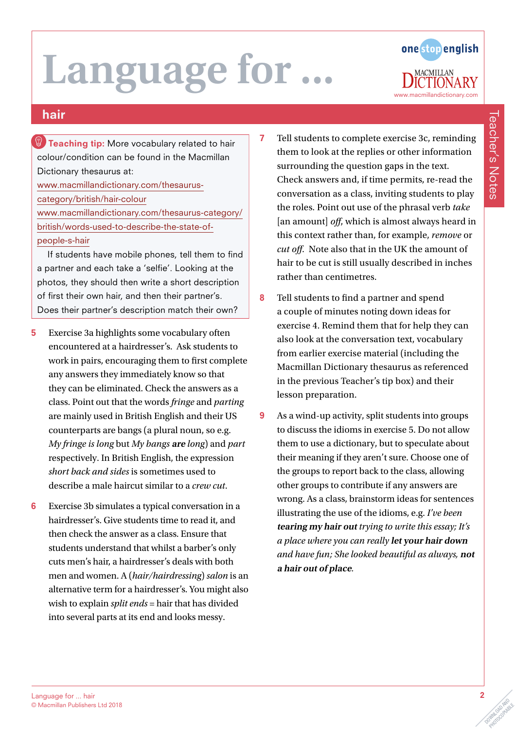# Language for ...

## hair

**Teaching tip:** More vocabulary related to hair colour/condition can be found in the Macmillan Dictionary thesaurus at:
www.macmillandictionary.com/thesaurus-category/british/hair-colour
www.macmillandictionary.com/thesaurus-category/british/words-used-to-describe-the-state-of-people-s-hair

If students have mobile phones, tell them to find a partner and each take a 'selfie'. Looking at the photos, they should then write a short description of first their own hair, and then their partner's. Does their partner's description match their own?

5. Exercise 3a highlights some vocabulary often encountered at a hairdresser's. Ask students to work in pairs, encouraging them to first complete any answers they immediately know so that they can be eliminated. Check the answers as a class. Point out that the words *fringe* and *parting* are mainly used in British English and their US counterparts are bangs (a plural noun, so e.g. *My fringe is long* but *My bangs* **are** *long*) and *part* respectively. In British English, the expression *short back and sides* is sometimes used to describe a male haircut similar to a *crew cut*.

6. Exercise 3b simulates a typical conversation in a hairdresser's. Give students time to read it, and then check the answer as a class. Ensure that students understand that whilst a barber's only cuts men's hair, a hairdresser's deals with both men and women. A (*hair/hairdressing*) *salon* is an alternative term for a hairdresser's. You might also wish to explain *split ends* = hair that has divided into several parts at its end and looks messy.

7. Tell students to complete exercise 3c, reminding them to look at the replies or other information surrounding the question gaps in the text. Check answers and, if time permits, re-read the conversation as a class, inviting students to play the roles. Point out use of the phrasal verb *take* [an amount] *off*, which is almost always heard in this context rather than, for example, *remove* or *cut off*. Note also that in the UK the amount of hair to be cut is still usually described in inches rather than centimetres.

8. Tell students to find a partner and spend a couple of minutes noting down ideas for exercise 4. Remind them that for help they can also look at the conversation text, vocabulary from earlier exercise material (including the Macmillan Dictionary thesaurus as referenced in the previous Teacher's tip box) and their lesson preparation.

9. As a wind-up activity, split students into groups to discuss the idioms in exercise 5. Do not allow them to use a dictionary, but to speculate about their meaning if they aren't sure. Choose one of the groups to report back to the class, allowing other groups to contribute if any answers are wrong. As a class, brainstorm ideas for sentences illustrating the use of the idioms, e.g. *I've been* ***tearing my hair out*** *trying to write this essay; It's a place where you can really* ***let your hair down*** *and have fun; She looked beautiful as always,* ***not a hair out of place****.*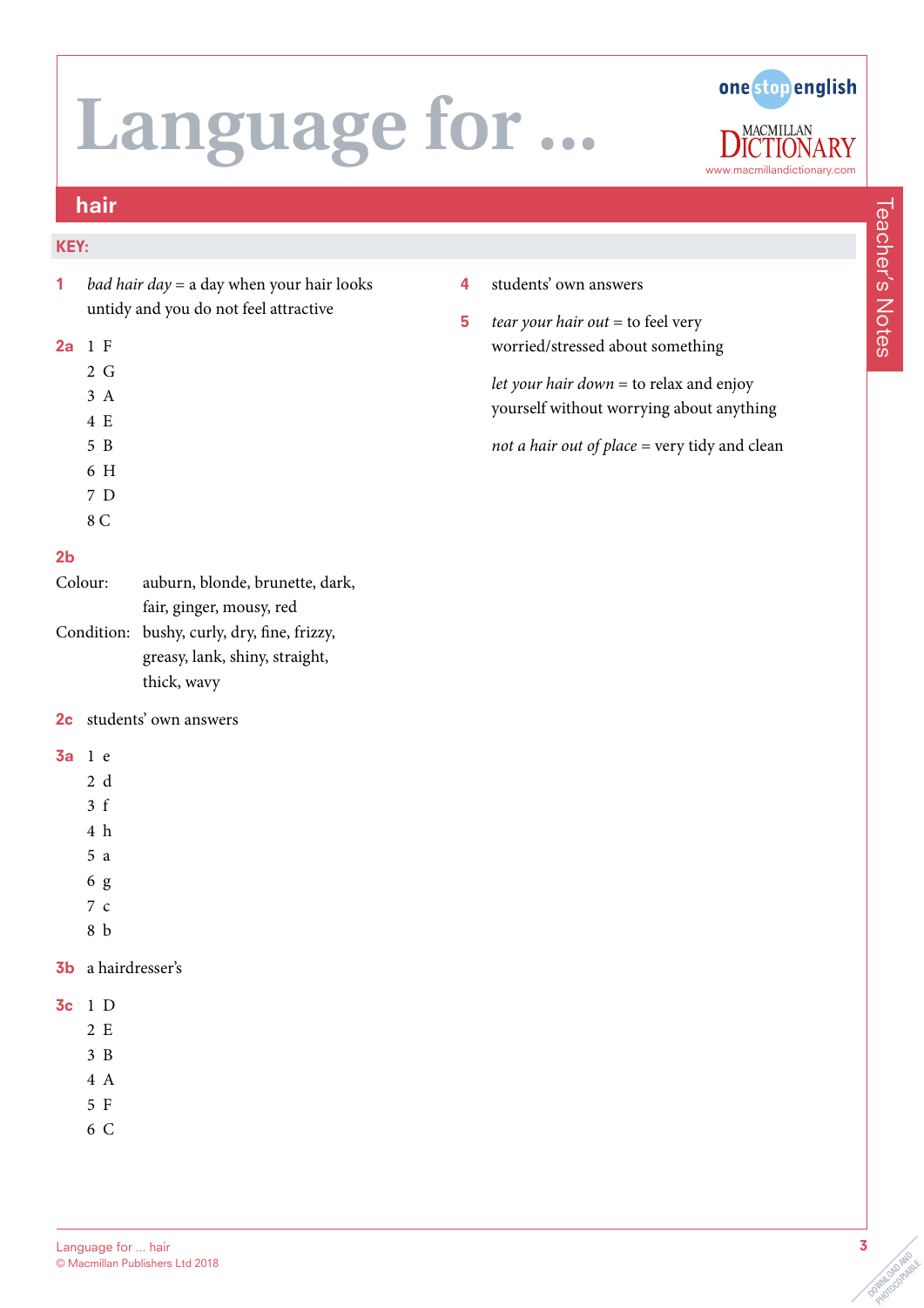# Language for ...

## hair

**KEY:**

**1** *bad hair day* = a day when your hair looks untidy and you do not feel attractive

**2a**
1 F
2 G
3 A
4 E
5 B
6 H
7 D
8 C

**2b**

Colour: auburn, blonde, brunette, dark, fair, ginger, mousy, red

Condition: bushy, curly, dry, fine, frizzy, greasy, lank, shiny, straight, thick, wavy

**2c** students' own answers

**3a**
1 e
2 d
3 f
4 h
5 a
6 g
7 c
8 b

**3b** a hairdresser's

**3c**
1 D
2 E
3 B
4 A
5 F
6 C

**4** students' own answers

**5** *tear your hair out* = to feel very worried/stressed about something

*let your hair down* = to relax and enjoy yourself without worrying about anything

*not a hair out of place* = very tidy and clean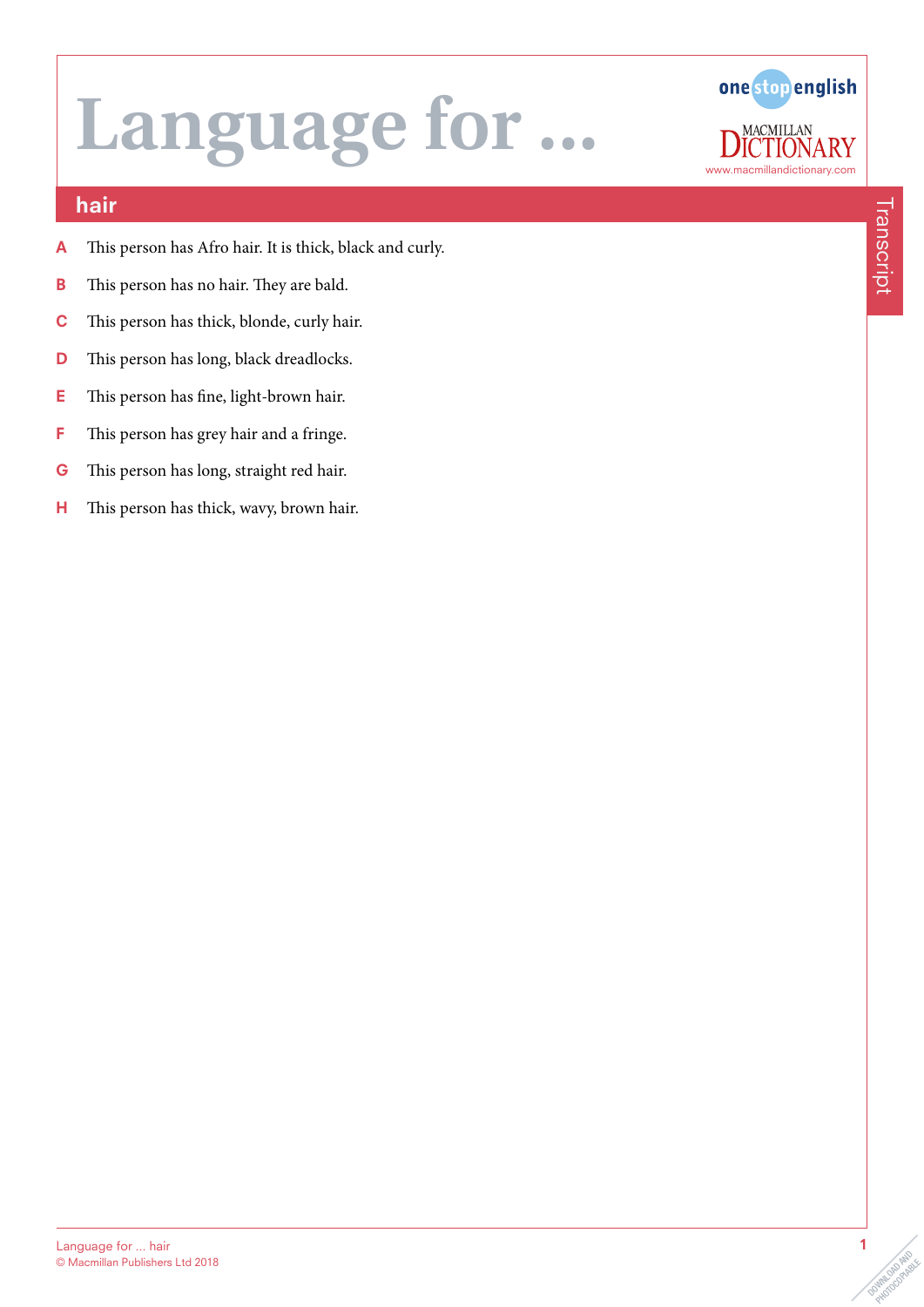# Language for ...

## hair

Transcript

- **A** This person has Afro hair. It is thick, black and curly.
- **B** This person has no hair. They are bald.
- **C** This person has thick, blonde, curly hair.
- **D** This person has long, black dreadlocks.
- **E** This person has fine, light-brown hair.
- **F** This person has grey hair and a fringe.
- **G** This person has long, straight red hair.
- **H** This person has thick, wavy, brown hair.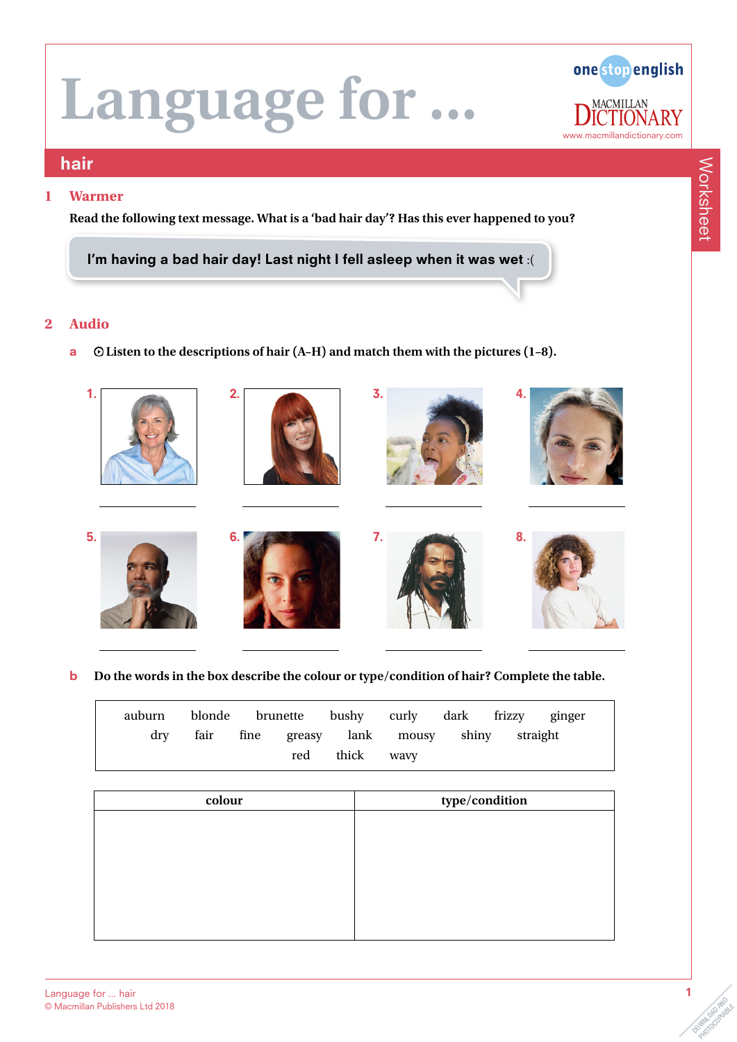# Language for ...

## hair

### 1 Warmer

**Read the following text message. What is a 'bad hair day'? Has this ever happened to you?**

> I'm having a bad hair day! Last night I fell asleep when it was wet :(

### 2 Audio

**a** **Listen to the descriptions of hair (A–H) and match them with the pictures (1–8).**

1. ____________
2. ____________
3. ____________
4. ____________
5. ____________
6. ____________
7. ____________
8. ____________

**b** **Do the words in the box describe the colour or type/condition of hair? Complete the table.**

auburn blonde brunette bushy curly dark frizzy ginger dry fair fine greasy lank mousy shiny straight red thick wavy

| colour | type/condition |
| --- | --- |
| | |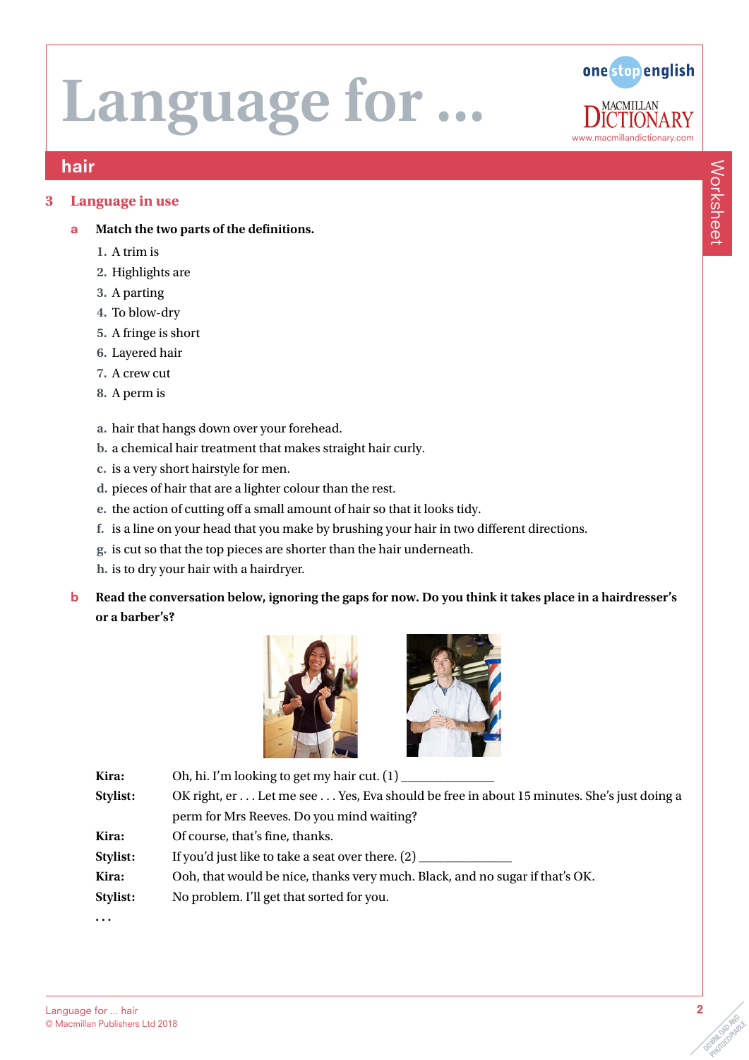# Language for …

## hair

### 3 Language in use

**a Match the two parts of the definitions.**

1. A trim is
2. Highlights are
3. A parting
4. To blow-dry
5. A fringe is short
6. Layered hair
7. A crew cut
8. A perm is

a. hair that hangs down over your forehead.
b. a chemical hair treatment that makes straight hair curly.
c. is a very short hairstyle for men.
d. pieces of hair that are a lighter colour than the rest.
e. the action of cutting off a small amount of hair so that it looks tidy.
f. is a line on your head that you make by brushing your hair in two different directions.
g. is cut so that the top pieces are shorter than the hair underneath.
h. is to dry your hair with a hairdryer.

**b Read the conversation below, ignoring the gaps for now. Do you think it takes place in a hairdresser's or a barber's?**

**Kira:** Oh, hi. I'm looking to get my hair cut. (1) ______________

**Stylist:** OK right, er . . . Let me see . . . Yes, Eva should be free in about 15 minutes. She's just doing a perm for Mrs Reeves. Do you mind waiting?

**Kira:** Of course, that's fine, thanks.

**Stylist:** If you'd just like to take a seat over there. (2) ______________

**Kira:** Ooh, that would be nice, thanks very much. Black, and no sugar if that's OK.

**Stylist:** No problem. I'll get that sorted for you.

. . .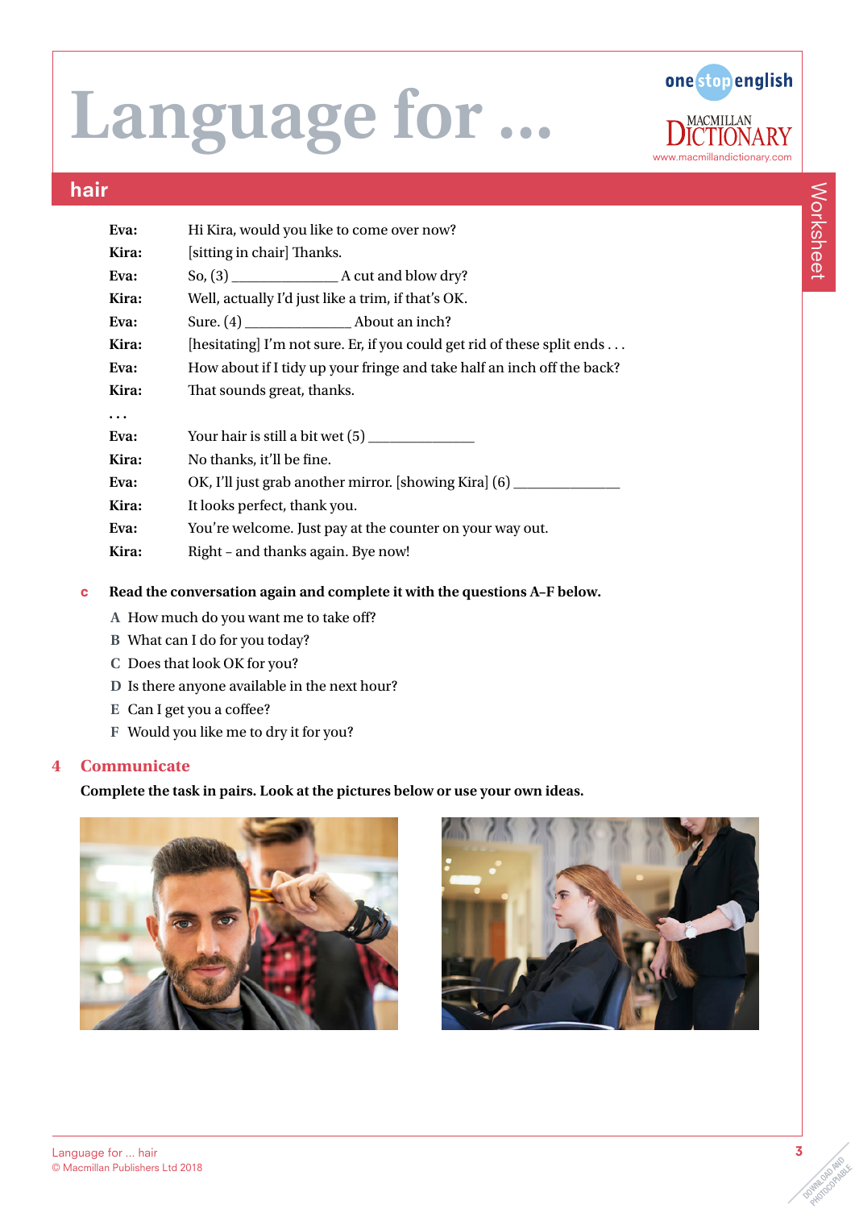# Language for ...

## hair

**Eva:** Hi Kira, would you like to come over now?

**Kira:** [sitting in chair] Thanks.

**Eva:** So, (3) ______________ A cut and blow dry?

**Kira:** Well, actually I'd just like a trim, if that's OK.

**Eva:** Sure. (4) ______________ About an inch?

**Kira:** [hesitating] I'm not sure. Er, if you could get rid of these split ends . . .

**Eva:** How about if I tidy up your fringe and take half an inch off the back?

**Kira:** That sounds great, thanks.

. . .

**Eva:** Your hair is still a bit wet (5) ______________

**Kira:** No thanks, it'll be fine.

**Eva:** OK, I'll just grab another mirror. [showing Kira] (6) ______________

**Kira:** It looks perfect, thank you.

**Eva:** You're welcome. Just pay at the counter on your way out.

**Kira:** Right – and thanks again. Bye now!

**c** **Read the conversation again and complete it with the questions A–F below.**

A How much do you want me to take off?
B What can I do for you today?
C Does that look OK for you?
D Is there anyone available in the next hour?
E Can I get you a coffee?
F Would you like me to dry it for you?

## 4 Communicate

**Complete the task in pairs. Look at the pictures below or use your own ideas.**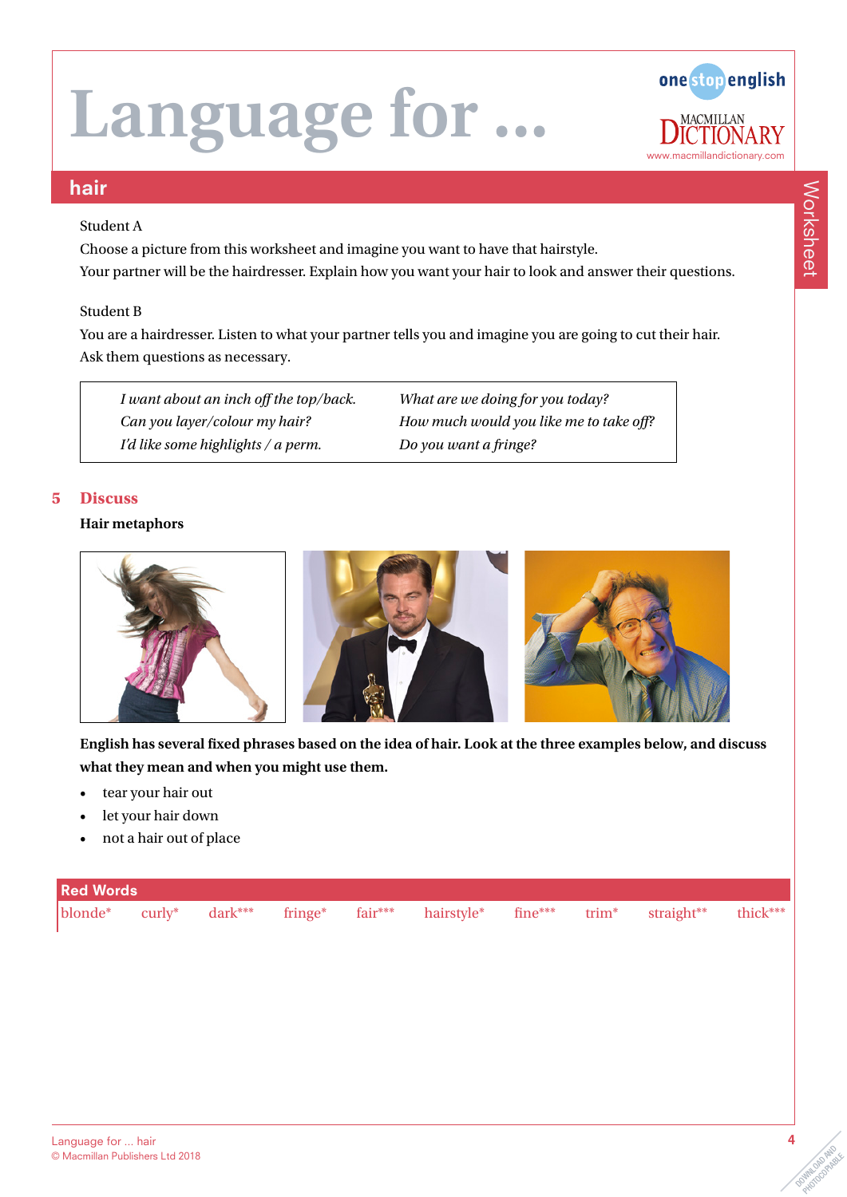# Language for ...

## hair

Student A
Choose a picture from this worksheet and imagine you want to have that hairstyle.
Your partner will be the hairdresser. Explain how you want your hair to look and answer their questions.

Student B
You are a hairdresser. Listen to what your partner tells you and imagine you are going to cut their hair.
Ask them questions as necessary.

| | |
|---|---|
| *I want about an inch off the top/back.* | *What are we doing for you today?* |
| *Can you layer/colour my hair?* | *How much would you like me to take off?* |
| *I'd like some highlights / a perm.* | *Do you want a fringe?* |

## 5 Discuss

**Hair metaphors**

**English has several fixed phrases based on the idea of hair. Look at the three examples below, and discuss what they mean and when you might use them.**

- tear your hair out
- let your hair down
- not a hair out of place

**Red Words**

blonde*   curly*   dark***   fringe*   fair***   hairstyle*   fine***   trim*   straight**   thick***